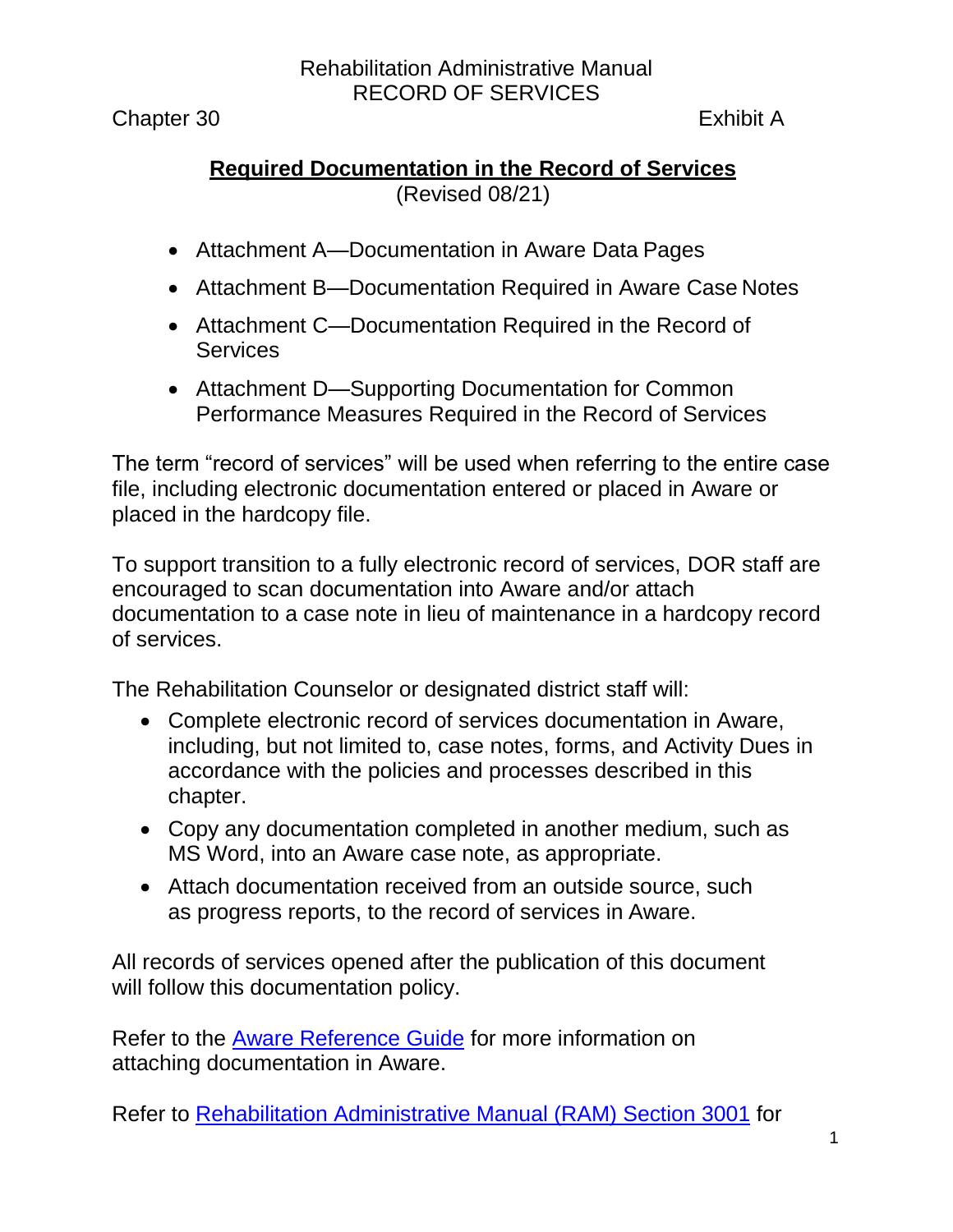Rehabilitation Administrative Manual
RECORD OF SERVICES

Chapter 30 Exhibit A

## Required Documentation in the Record of Services

(Revised 08/21)

- Attachment A—Documentation in Aware Data Pages
- Attachment B—Documentation Required in Aware Case Notes
- Attachment C—Documentation Required in the Record of Services
- Attachment D—Supporting Documentation for Common Performance Measures Required in the Record of Services

The term “record of services” will be used when referring to the entire case file, including electronic documentation entered or placed in Aware or placed in the hardcopy file.

To support transition to a fully electronic record of services, DOR staff are encouraged to scan documentation into Aware and/or attach documentation to a case note in lieu of maintenance in a hardcopy record of services.

The Rehabilitation Counselor or designated district staff will:

- Complete electronic record of services documentation in Aware, including, but not limited to, case notes, forms, and Activity Dues in accordance with the policies and processes described in this chapter.
- Copy any documentation completed in another medium, such as MS Word, into an Aware case note, as appropriate.
- Attach documentation received from an outside source, such as progress reports, to the record of services in Aware.

All records of services opened after the publication of this document will follow this documentation policy.

Refer to the Aware Reference Guide for more information on attaching documentation in Aware.

Refer to Rehabilitation Administrative Manual (RAM) Section 3001 for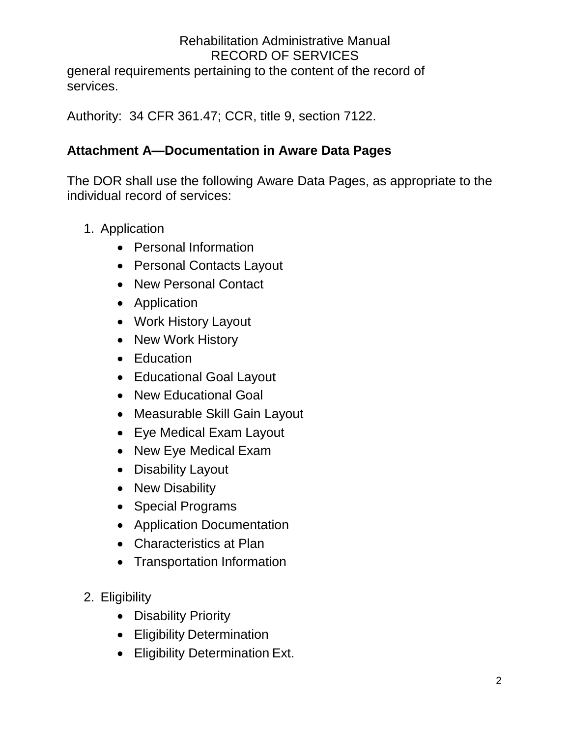general requirements pertaining to the content of the record of services.

Authority: 34 CFR 361.47; CCR, title 9, section 7122.

### Attachment A—Documentation in Aware Data Pages

The DOR shall use the following Aware Data Pages, as appropriate to the individual record of services:

1. Application
   - Personal Information
   - Personal Contacts Layout
   - New Personal Contact
   - Application
   - Work History Layout
   - New Work History
   - Education
   - Educational Goal Layout
   - New Educational Goal
   - Measurable Skill Gain Layout
   - Eye Medical Exam Layout
   - New Eye Medical Exam
   - Disability Layout
   - New Disability
   - Special Programs
   - Application Documentation
   - Characteristics at Plan
   - Transportation Information

2. Eligibility
   - Disability Priority
   - Eligibility Determination
   - Eligibility Determination Ext.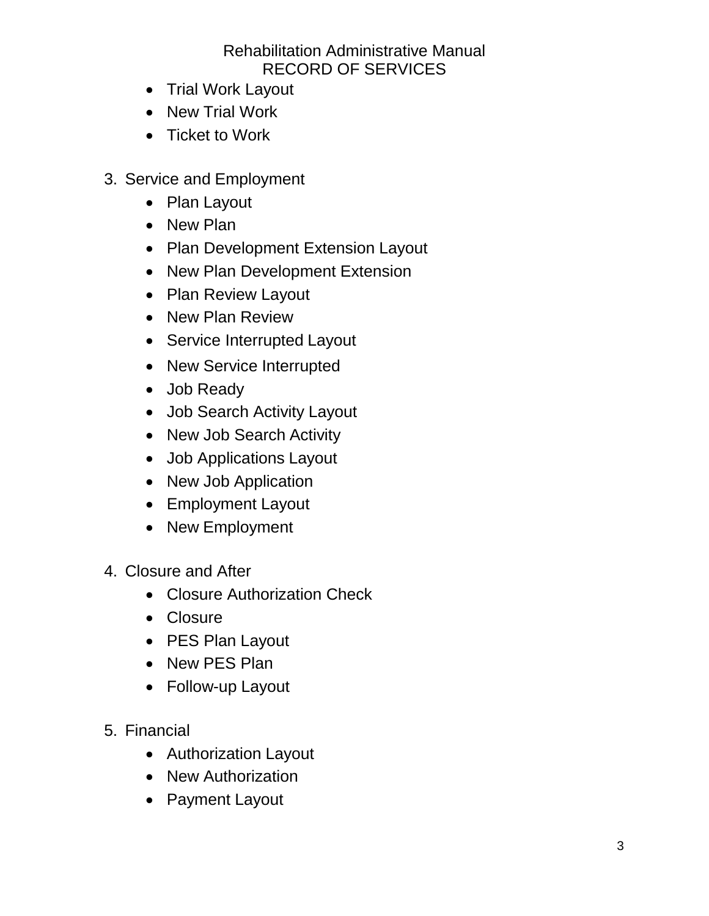- Trial Work Layout
- New Trial Work
- Ticket to Work

3. Service and Employment
    - Plan Layout
    - New Plan
    - Plan Development Extension Layout
    - New Plan Development Extension
    - Plan Review Layout
    - New Plan Review
    - Service Interrupted Layout
    - New Service Interrupted
    - Job Ready
    - Job Search Activity Layout
    - New Job Search Activity
    - Job Applications Layout
    - New Job Application
    - Employment Layout
    - New Employment

4. Closure and After
    - Closure Authorization Check
    - Closure
    - PES Plan Layout
    - New PES Plan
    - Follow-up Layout

5. Financial
    - Authorization Layout
    - New Authorization
    - Payment Layout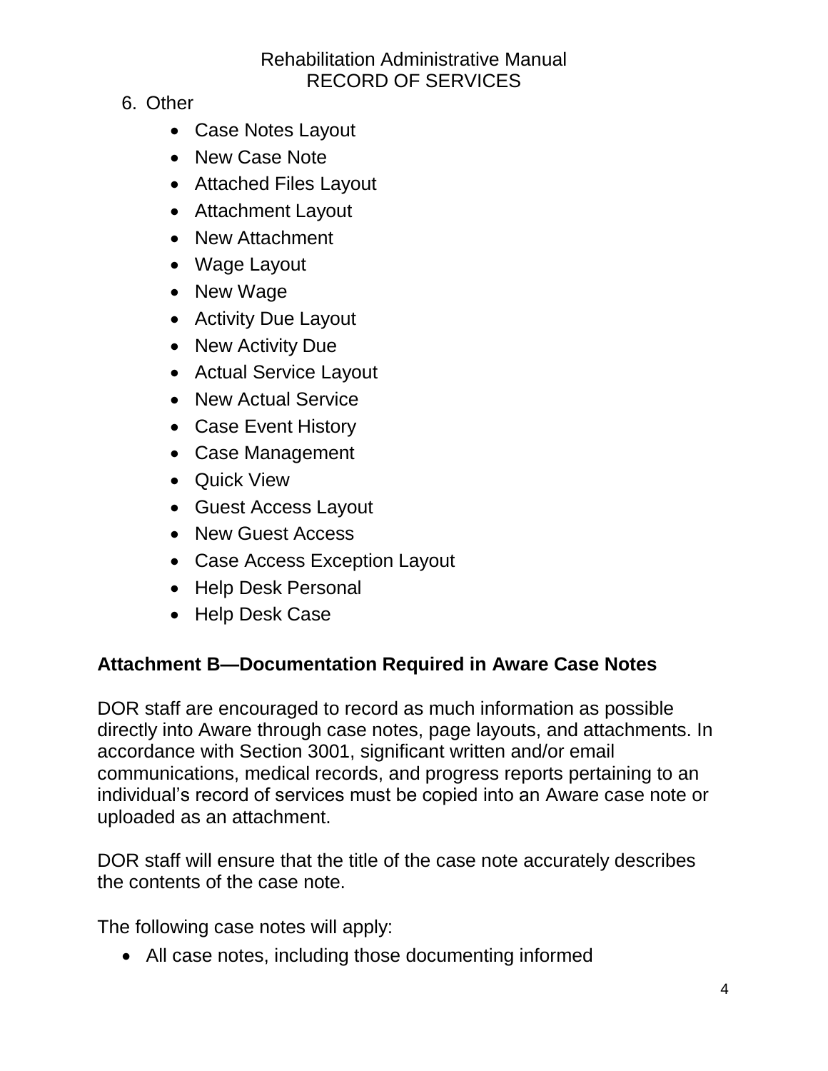6. Other
    - Case Notes Layout
    - New Case Note
    - Attached Files Layout
    - Attachment Layout
    - New Attachment
    - Wage Layout
    - New Wage
    - Activity Due Layout
    - New Activity Due
    - Actual Service Layout
    - New Actual Service
    - Case Event History
    - Case Management
    - Quick View
    - Guest Access Layout
    - New Guest Access
    - Case Access Exception Layout
    - Help Desk Personal
    - Help Desk Case

## Attachment B—Documentation Required in Aware Case Notes

DOR staff are encouraged to record as much information as possible directly into Aware through case notes, page layouts, and attachments. In accordance with Section 3001, significant written and/or email communications, medical records, and progress reports pertaining to an individual's record of services must be copied into an Aware case note or uploaded as an attachment.

DOR staff will ensure that the title of the case note accurately describes the contents of the case note.

The following case notes will apply:

- All case notes, including those documenting informed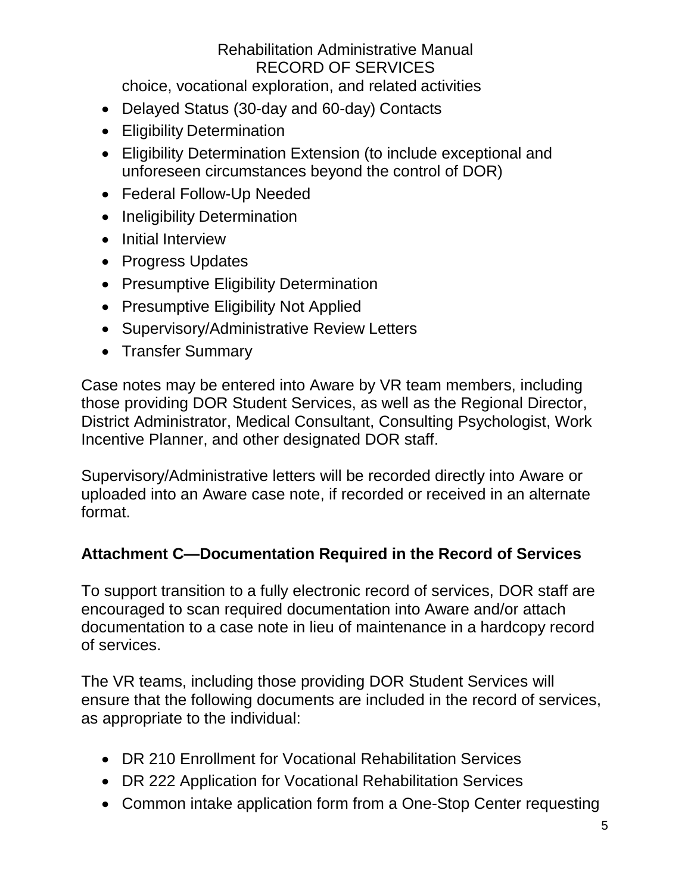choice, vocational exploration, and related activities

- Delayed Status (30-day and 60-day) Contacts
- Eligibility Determination
- Eligibility Determination Extension (to include exceptional and unforeseen circumstances beyond the control of DOR)
- Federal Follow-Up Needed
- Ineligibility Determination
- Initial Interview
- Progress Updates
- Presumptive Eligibility Determination
- Presumptive Eligibility Not Applied
- Supervisory/Administrative Review Letters
- Transfer Summary

Case notes may be entered into Aware by VR team members, including those providing DOR Student Services, as well as the Regional Director, District Administrator, Medical Consultant, Consulting Psychologist, Work Incentive Planner, and other designated DOR staff.

Supervisory/Administrative letters will be recorded directly into Aware or uploaded into an Aware case note, if recorded or received in an alternate format.

## Attachment C—Documentation Required in the Record of Services

To support transition to a fully electronic record of services, DOR staff are encouraged to scan required documentation into Aware and/or attach documentation to a case note in lieu of maintenance in a hardcopy record of services.

The VR teams, including those providing DOR Student Services will ensure that the following documents are included in the record of services, as appropriate to the individual:

- DR 210 Enrollment for Vocational Rehabilitation Services
- DR 222 Application for Vocational Rehabilitation Services
- Common intake application form from a One-Stop Center requesting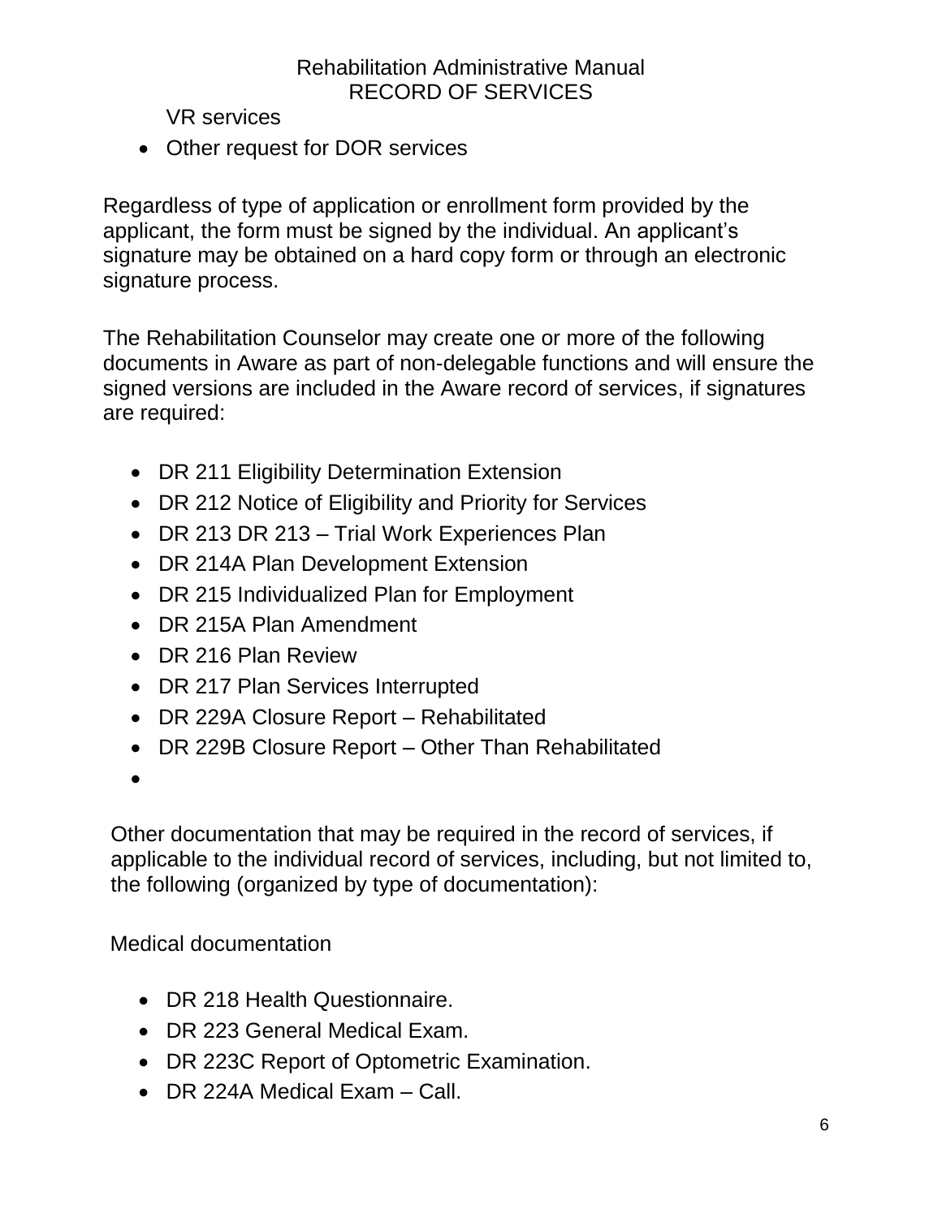VR services

- Other request for DOR services

Regardless of type of application or enrollment form provided by the applicant, the form must be signed by the individual. An applicant's signature may be obtained on a hard copy form or through an electronic signature process.

The Rehabilitation Counselor may create one or more of the following documents in Aware as part of non-delegable functions and will ensure the signed versions are included in the Aware record of services, if signatures are required:

- DR 211 Eligibility Determination Extension
- DR 212 Notice of Eligibility and Priority for Services
- DR 213 DR 213 – Trial Work Experiences Plan
- DR 214A Plan Development Extension
- DR 215 Individualized Plan for Employment
- DR 215A Plan Amendment
- DR 216 Plan Review
- DR 217 Plan Services Interrupted
- DR 229A Closure Report – Rehabilitated
- DR 229B Closure Report – Other Than Rehabilitated
-

Other documentation that may be required in the record of services, if applicable to the individual record of services, including, but not limited to, the following (organized by type of documentation):

Medical documentation

- DR 218 Health Questionnaire.
- DR 223 General Medical Exam.
- DR 223C Report of Optometric Examination.
- DR 224A Medical Exam – Call.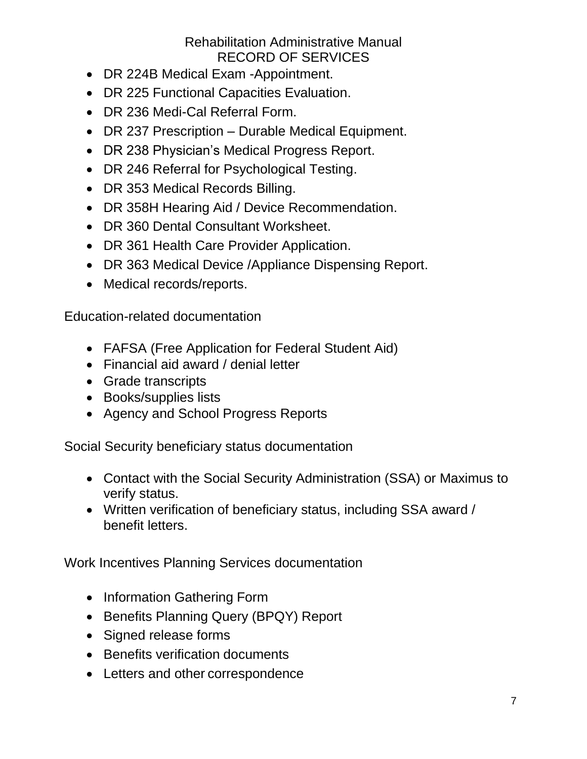- DR 224B Medical Exam -Appointment.
- DR 225 Functional Capacities Evaluation.
- DR 236 Medi-Cal Referral Form.
- DR 237 Prescription – Durable Medical Equipment.
- DR 238 Physician's Medical Progress Report.
- DR 246 Referral for Psychological Testing.
- DR 353 Medical Records Billing.
- DR 358H Hearing Aid / Device Recommendation.
- DR 360 Dental Consultant Worksheet.
- DR 361 Health Care Provider Application.
- DR 363 Medical Device /Appliance Dispensing Report.
- Medical records/reports.

Education-related documentation

- FAFSA (Free Application for Federal Student Aid)
- Financial aid award / denial letter
- Grade transcripts
- Books/supplies lists
- Agency and School Progress Reports

Social Security beneficiary status documentation

- Contact with the Social Security Administration (SSA) or Maximus to verify status.
- Written verification of beneficiary status, including SSA award / benefit letters.

Work Incentives Planning Services documentation

- Information Gathering Form
- Benefits Planning Query (BPQY) Report
- Signed release forms
- Benefits verification documents
- Letters and other correspondence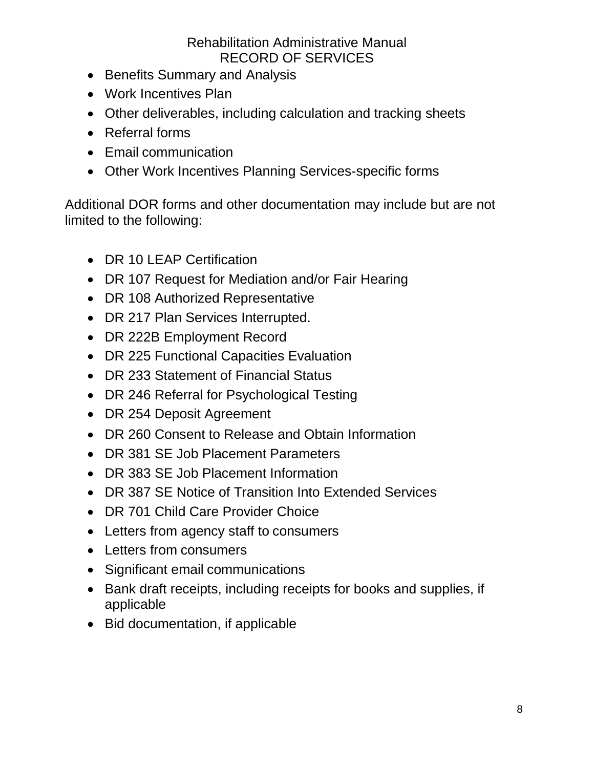- Benefits Summary and Analysis
- Work Incentives Plan
- Other deliverables, including calculation and tracking sheets
- Referral forms
- Email communication
- Other Work Incentives Planning Services-specific forms

Additional DOR forms and other documentation may include but are not limited to the following:

- DR 10 LEAP Certification
- DR 107 Request for Mediation and/or Fair Hearing
- DR 108 Authorized Representative
- DR 217 Plan Services Interrupted.
- DR 222B Employment Record
- DR 225 Functional Capacities Evaluation
- DR 233 Statement of Financial Status
- DR 246 Referral for Psychological Testing
- DR 254 Deposit Agreement
- DR 260 Consent to Release and Obtain Information
- DR 381 SE Job Placement Parameters
- DR 383 SE Job Placement Information
- DR 387 SE Notice of Transition Into Extended Services
- DR 701 Child Care Provider Choice
- Letters from agency staff to consumers
- Letters from consumers
- Significant email communications
- Bank draft receipts, including receipts for books and supplies, if applicable
- Bid documentation, if applicable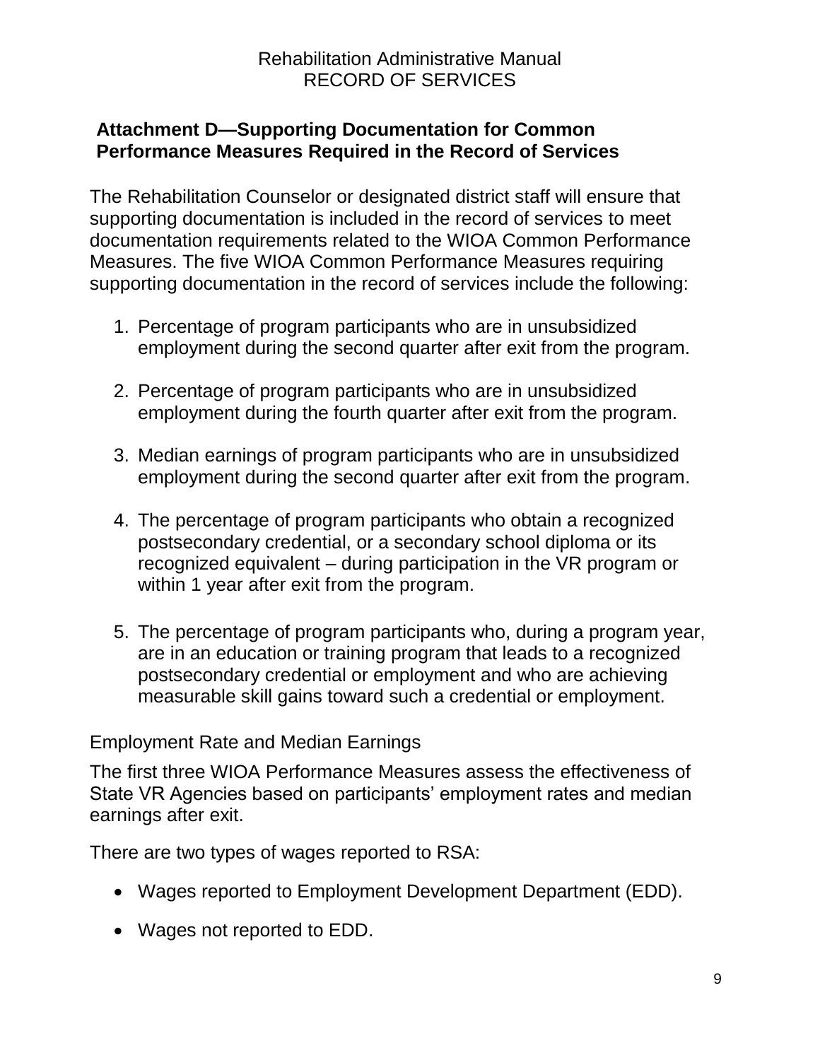## Attachment D—Supporting Documentation for Common Performance Measures Required in the Record of Services

The Rehabilitation Counselor or designated district staff will ensure that supporting documentation is included in the record of services to meet documentation requirements related to the WIOA Common Performance Measures. The five WIOA Common Performance Measures requiring supporting documentation in the record of services include the following:

1. Percentage of program participants who are in unsubsidized employment during the second quarter after exit from the program.

2. Percentage of program participants who are in unsubsidized employment during the fourth quarter after exit from the program.

3. Median earnings of program participants who are in unsubsidized employment during the second quarter after exit from the program.

4. The percentage of program participants who obtain a recognized postsecondary credential, or a secondary school diploma or its recognized equivalent – during participation in the VR program or within 1 year after exit from the program.

5. The percentage of program participants who, during a program year, are in an education or training program that leads to a recognized postsecondary credential or employment and who are achieving measurable skill gains toward such a credential or employment.

### Employment Rate and Median Earnings

The first three WIOA Performance Measures assess the effectiveness of State VR Agencies based on participants' employment rates and median earnings after exit.

There are two types of wages reported to RSA:

- Wages reported to Employment Development Department (EDD).
- Wages not reported to EDD.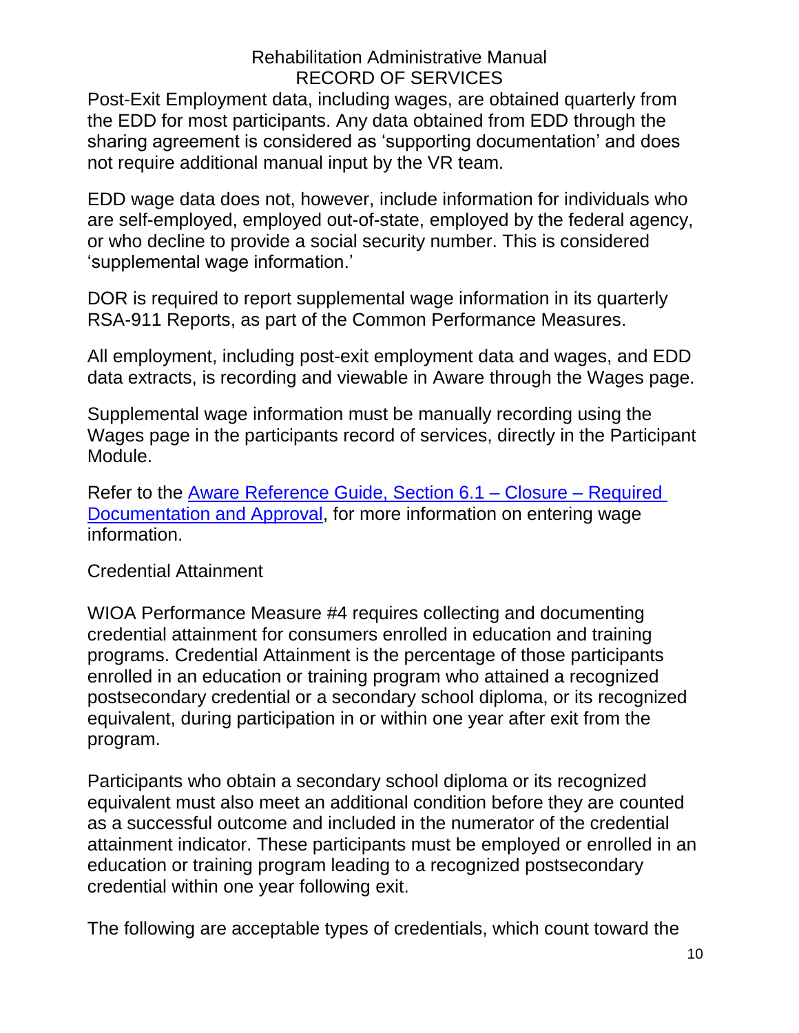Post-Exit Employment data, including wages, are obtained quarterly from the EDD for most participants. Any data obtained from EDD through the sharing agreement is considered as 'supporting documentation' and does not require additional manual input by the VR team.

EDD wage data does not, however, include information for individuals who are self-employed, employed out-of-state, employed by the federal agency, or who decline to provide a social security number. This is considered 'supplemental wage information.'

DOR is required to report supplemental wage information in its quarterly RSA-911 Reports, as part of the Common Performance Measures.

All employment, including post-exit employment data and wages, and EDD data extracts, is recording and viewable in Aware through the Wages page.

Supplemental wage information must be manually recording using the Wages page in the participants record of services, directly in the Participant Module.

Refer to the [Aware Reference Guide, Section 6.1 – Closure – Required Documentation and Approval](), for more information on entering wage information.

## Credential Attainment

WIOA Performance Measure #4 requires collecting and documenting credential attainment for consumers enrolled in education and training programs. Credential Attainment is the percentage of those participants enrolled in an education or training program who attained a recognized postsecondary credential or a secondary school diploma, or its recognized equivalent, during participation in or within one year after exit from the program.

Participants who obtain a secondary school diploma or its recognized equivalent must also meet an additional condition before they are counted as a successful outcome and included in the numerator of the credential attainment indicator. These participants must be employed or enrolled in an education or training program leading to a recognized postsecondary credential within one year following exit.

The following are acceptable types of credentials, which count toward the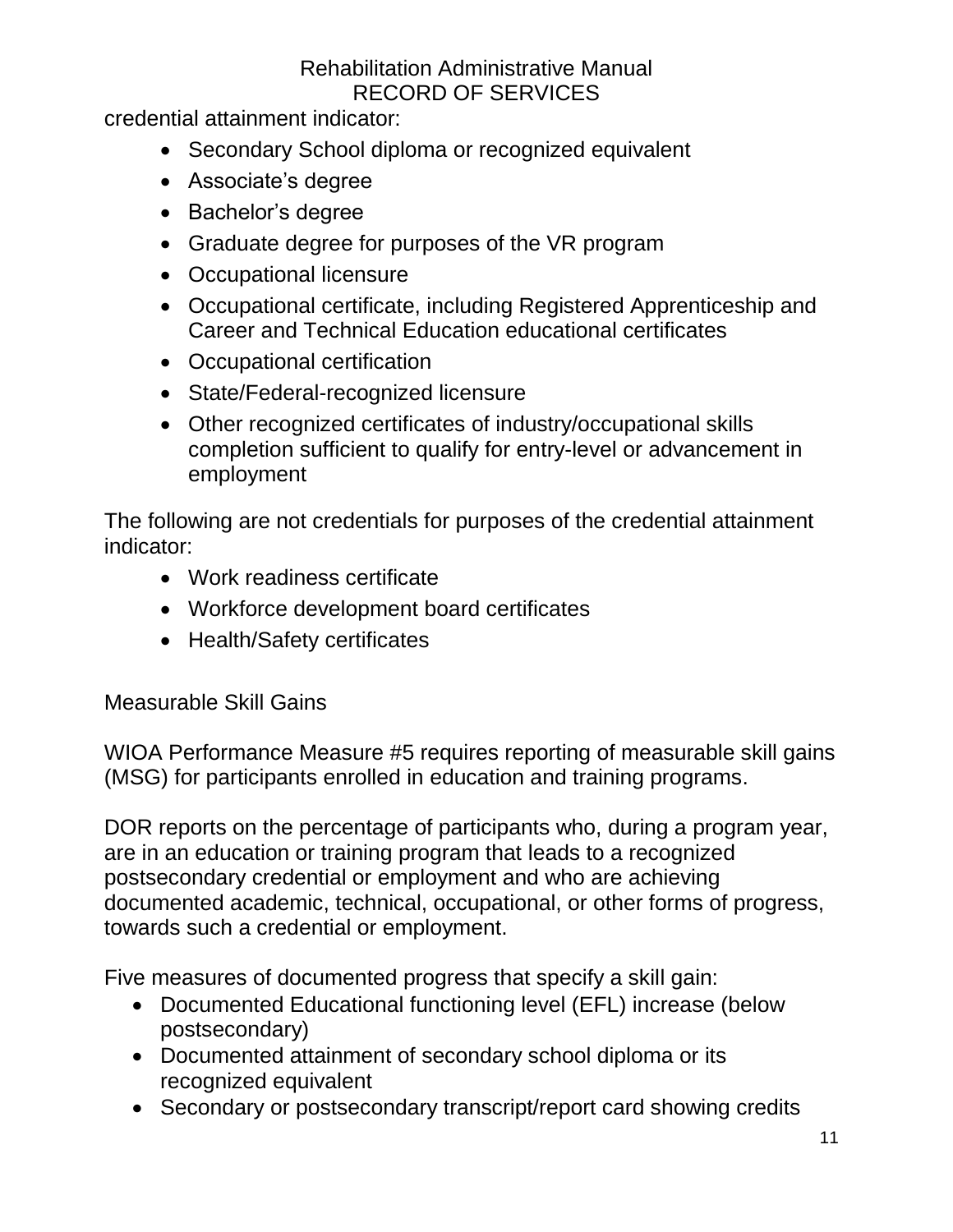credential attainment indicator:

- Secondary School diploma or recognized equivalent
- Associate’s degree
- Bachelor’s degree
- Graduate degree for purposes of the VR program
- Occupational licensure
- Occupational certificate, including Registered Apprenticeship and Career and Technical Education educational certificates
- Occupational certification
- State/Federal-recognized licensure
- Other recognized certificates of industry/occupational skills completion sufficient to qualify for entry-level or advancement in employment

The following are not credentials for purposes of the credential attainment indicator:

- Work readiness certificate
- Workforce development board certificates
- Health/Safety certificates

Measurable Skill Gains

WIOA Performance Measure #5 requires reporting of measurable skill gains (MSG) for participants enrolled in education and training programs.

DOR reports on the percentage of participants who, during a program year, are in an education or training program that leads to a recognized postsecondary credential or employment and who are achieving documented academic, technical, occupational, or other forms of progress, towards such a credential or employment.

Five measures of documented progress that specify a skill gain:

- Documented Educational functioning level (EFL) increase (below postsecondary)
- Documented attainment of secondary school diploma or its recognized equivalent
- Secondary or postsecondary transcript/report card showing credits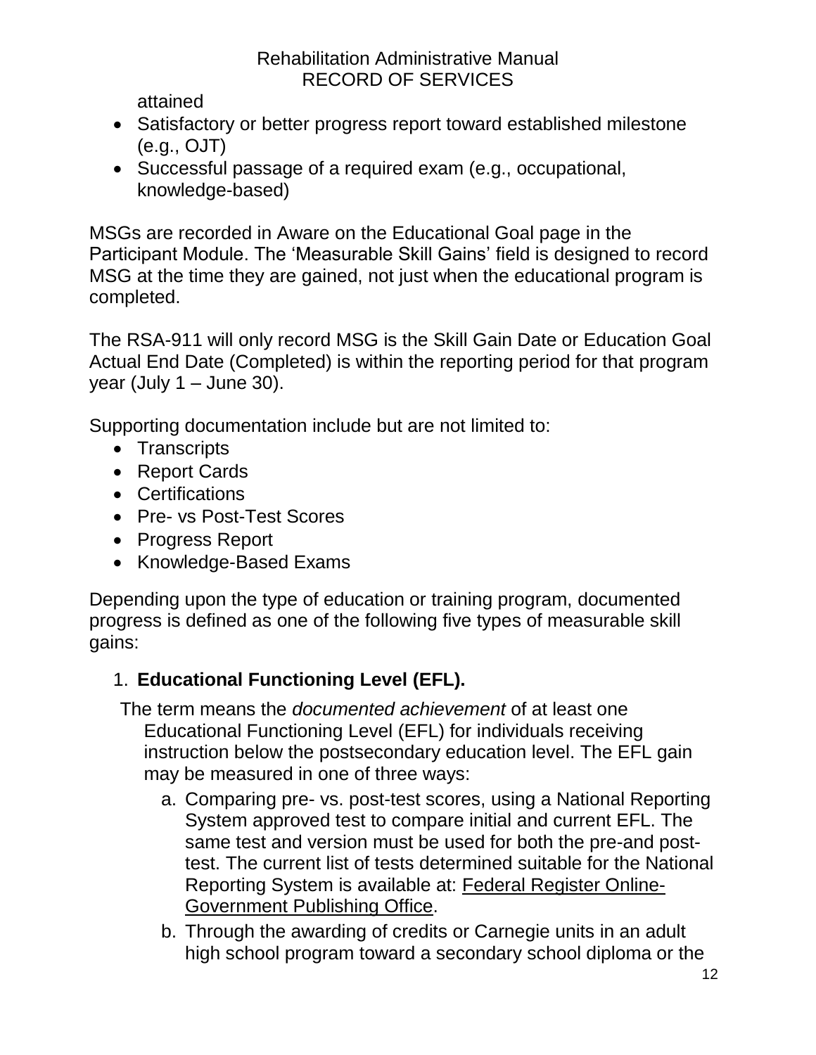attained

- Satisfactory or better progress report toward established milestone (e.g., OJT)
- Successful passage of a required exam (e.g., occupational, knowledge-based)

MSGs are recorded in Aware on the Educational Goal page in the Participant Module. The 'Measurable Skill Gains' field is designed to record MSG at the time they are gained, not just when the educational program is completed.

The RSA-911 will only record MSG is the Skill Gain Date or Education Goal Actual End Date (Completed) is within the reporting period for that program year (July 1 – June 30).

Supporting documentation include but are not limited to:

- Transcripts
- Report Cards
- Certifications
- Pre- vs Post-Test Scores
- Progress Report
- Knowledge-Based Exams

Depending upon the type of education or training program, documented progress is defined as one of the following five types of measurable skill gains:

1. **Educational Functioning Level (EFL).**

The term means the *documented achievement* of at least one Educational Functioning Level (EFL) for individuals receiving instruction below the postsecondary education level. The EFL gain may be measured in one of three ways:

   a. Comparing pre- vs. post-test scores, using a National Reporting System approved test to compare initial and current EFL. The same test and version must be used for both the pre-and post-test. The current list of tests determined suitable for the National Reporting System is available at: [Federal Register Online-Government Publishing Office](#).
   b. Through the awarding of credits or Carnegie units in an adult high school program toward a secondary school diploma or the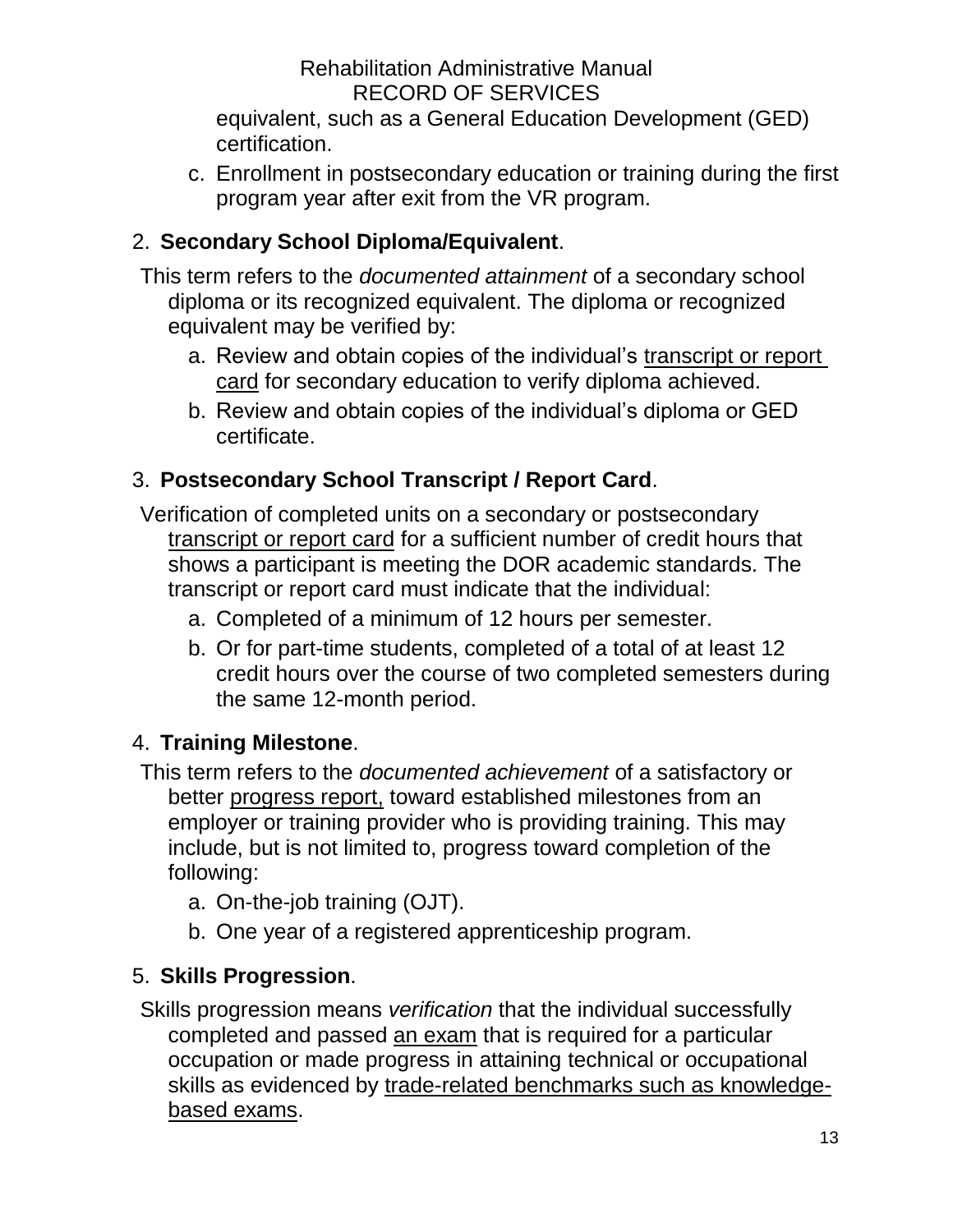equivalent, such as a General Education Development (GED) certification.

c. Enrollment in postsecondary education or training during the first program year after exit from the VR program.

2. **Secondary School Diploma/Equivalent**.

This term refers to the *documented attainment* of a secondary school diploma or its recognized equivalent. The diploma or recognized equivalent may be verified by:

a. Review and obtain copies of the individual's transcript or report card for secondary education to verify diploma achieved.

b. Review and obtain copies of the individual's diploma or GED certificate.

3. **Postsecondary School Transcript / Report Card**.

Verification of completed units on a secondary or postsecondary transcript or report card for a sufficient number of credit hours that shows a participant is meeting the DOR academic standards. The transcript or report card must indicate that the individual:

a. Completed of a minimum of 12 hours per semester.

b. Or for part-time students, completed of a total of at least 12 credit hours over the course of two completed semesters during the same 12-month period.

4. **Training Milestone**.

This term refers to the *documented achievement* of a satisfactory or better progress report, toward established milestones from an employer or training provider who is providing training. This may include, but is not limited to, progress toward completion of the following:

a. On-the-job training (OJT).

b. One year of a registered apprenticeship program.

5. **Skills Progression**.

Skills progression means *verification* that the individual successfully completed and passed an exam that is required for a particular occupation or made progress in attaining technical or occupational skills as evidenced by trade-related benchmarks such as knowledge-based exams.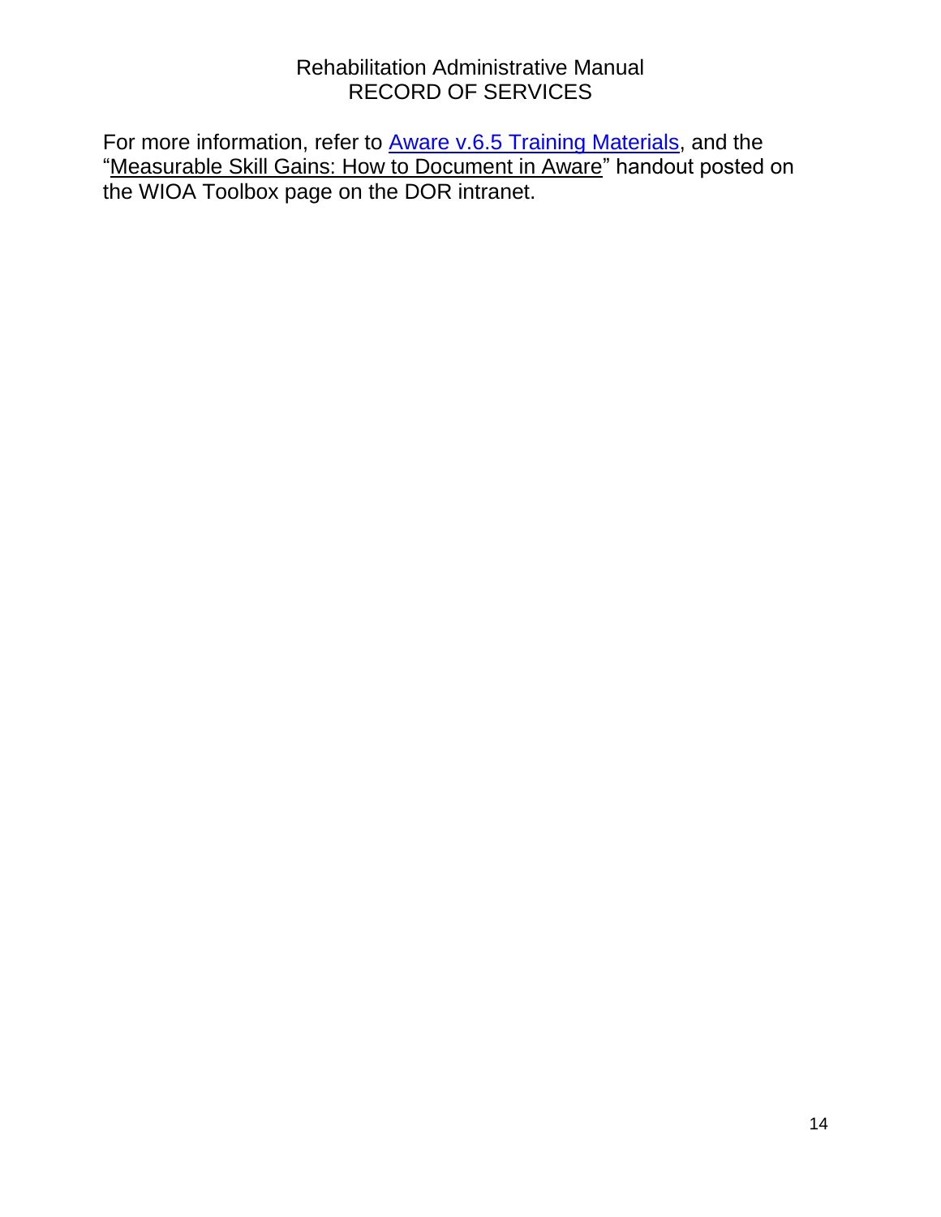For more information, refer to Aware v.6.5 Training Materials, and the "Measurable Skill Gains: How to Document in Aware" handout posted on the WIOA Toolbox page on the DOR intranet.